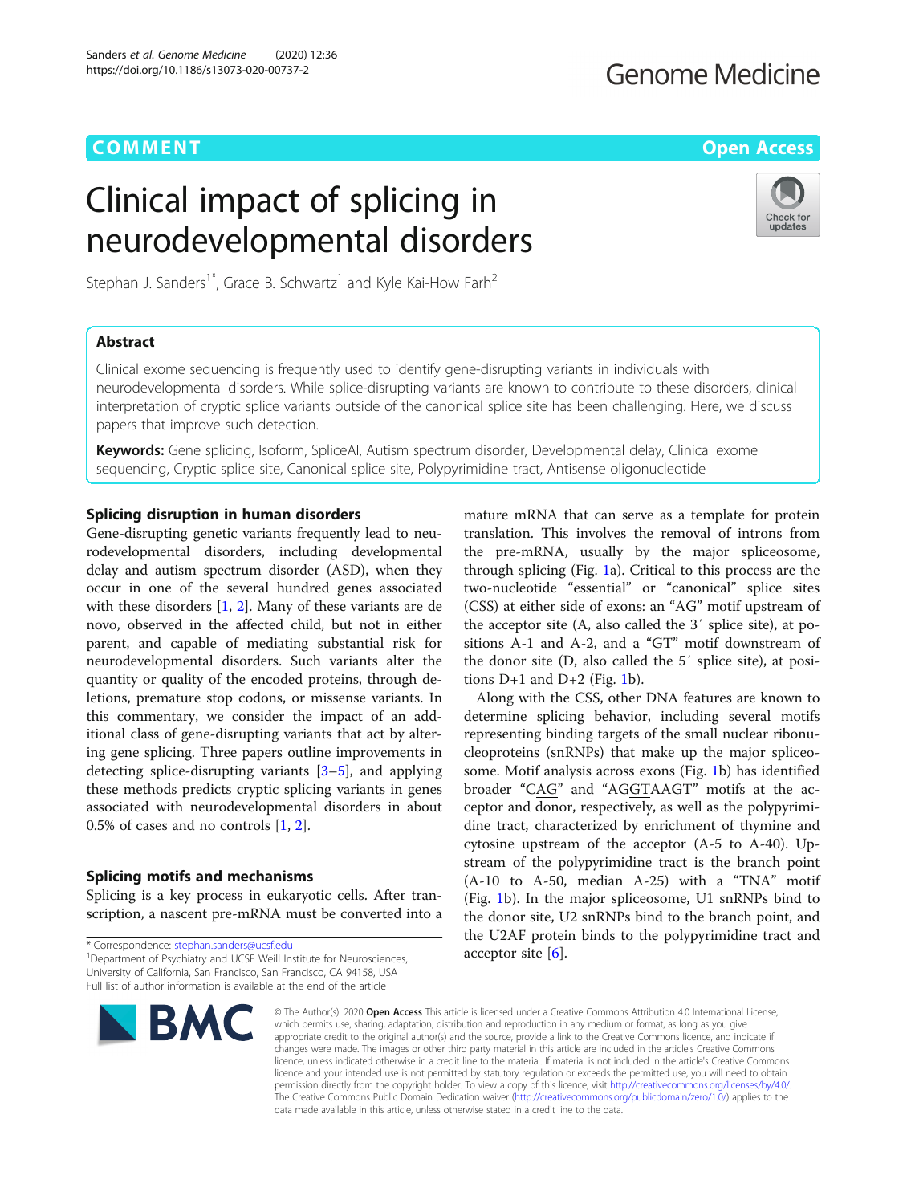COMMENT

Open Access

# Clinical impact of splicing in neurodevelopmental disorders

Stephan J. Sanders[1*], Grace B. Schwartz[1] and Kyle Kai-How Farh[2]

## Abstract

Clinical exome sequencing is frequently used to identify gene-disrupting variants in individuals with neurodevelopmental disorders. While splice-disrupting variants are known to contribute to these disorders, clinical interpretation of cryptic splice variants outside of the canonical splice site has been challenging. Here, we discuss papers that improve such detection.

**Keywords:** Gene splicing, Isoform, SpliceAI, Autism spectrum disorder, Developmental delay, Clinical exome sequencing, Cryptic splice site, Canonical splice site, Polypyrimidine tract, Antisense oligonucleotide

## Splicing disruption in human disorders

Gene-disrupting genetic variants frequently lead to neurodevelopmental disorders, including developmental delay and autism spectrum disorder (ASD), when they occur in one of the several hundred genes associated with these disorders [1, 2]. Many of these variants are de novo, observed in the affected child, but not in either parent, and capable of mediating substantial risk for neurodevelopmental disorders. Such variants alter the quantity or quality of the encoded proteins, through deletions, premature stop codons, or missense variants. In this commentary, we consider the impact of an additional class of gene-disrupting variants that act by altering gene splicing. Three papers outline improvements in detecting splice-disrupting variants [3–5], and applying these methods predicts cryptic splicing variants in genes associated with neurodevelopmental disorders in about 0.5% of cases and no controls [1, 2].

## Splicing motifs and mechanisms

Splicing is a key process in eukaryotic cells. After transcription, a nascent pre-mRNA must be converted into a mature mRNA that can serve as a template for protein translation. This involves the removal of introns from the pre-mRNA, usually by the major spliceosome, through splicing (Fig. 1a). Critical to this process are the two-nucleotide "essential" or "canonical" splice sites (CSS) at either side of exons: an "AG" motif upstream of the acceptor site (A, also called the 3′ splice site), at positions A-1 and A-2, and a "GT" motif downstream of the donor site (D, also called the 5′ splice site), at positions D+1 and D+2 (Fig. 1b).

Along with the CSS, other DNA features are known to determine splicing behavior, including several motifs representing binding targets of the small nuclear ribonucleoproteins (snRNPs) that make up the major spliceosome. Motif analysis across exons (Fig. 1b) has identified broader "CAG" and "AGGTAAGT" motifs at the acceptor and donor, respectively, as well as the polypyrimidine tract, characterized by enrichment of thymine and cytosine upstream of the acceptor (A-5 to A-40). Upstream of the polypyrimidine tract is the branch point (A-10 to A-50, median A-25) with a "TNA" motif (Fig. 1b). In the major spliceosome, U1 snRNPs bind to the donor site, U2 snRNPs bind to the branch point, and the U2AF protein binds to the polypyrimidine tract and acceptor site [6].

* Correspondence: stephan.sanders@ucsf.edu
[1]Department of Psychiatry and UCSF Weill Institute for Neurosciences, University of California, San Francisco, San Francisco, CA 94158, USA
Full list of author information is available at the end of the article

© The Author(s). 2020 **Open Access** This article is licensed under a Creative Commons Attribution 4.0 International License, which permits use, sharing, adaptation, distribution and reproduction in any medium or format, as long as you give appropriate credit to the original author(s) and the source, provide a link to the Creative Commons licence, and indicate if changes were made. The images or other third party material in this article are included in the article's Creative Commons licence, unless indicated otherwise in a credit line to the material. If material is not included in the article's Creative Commons licence and your intended use is not permitted by statutory regulation or exceeds the permitted use, you will need to obtain permission directly from the copyright holder. To view a copy of this licence, visit http://creativecommons.org/licenses/by/4.0/. The Creative Commons Public Domain Dedication waiver (http://creativecommons.org/publicdomain/zero/1.0/) applies to the data made available in this article, unless otherwise stated in a credit line to the data.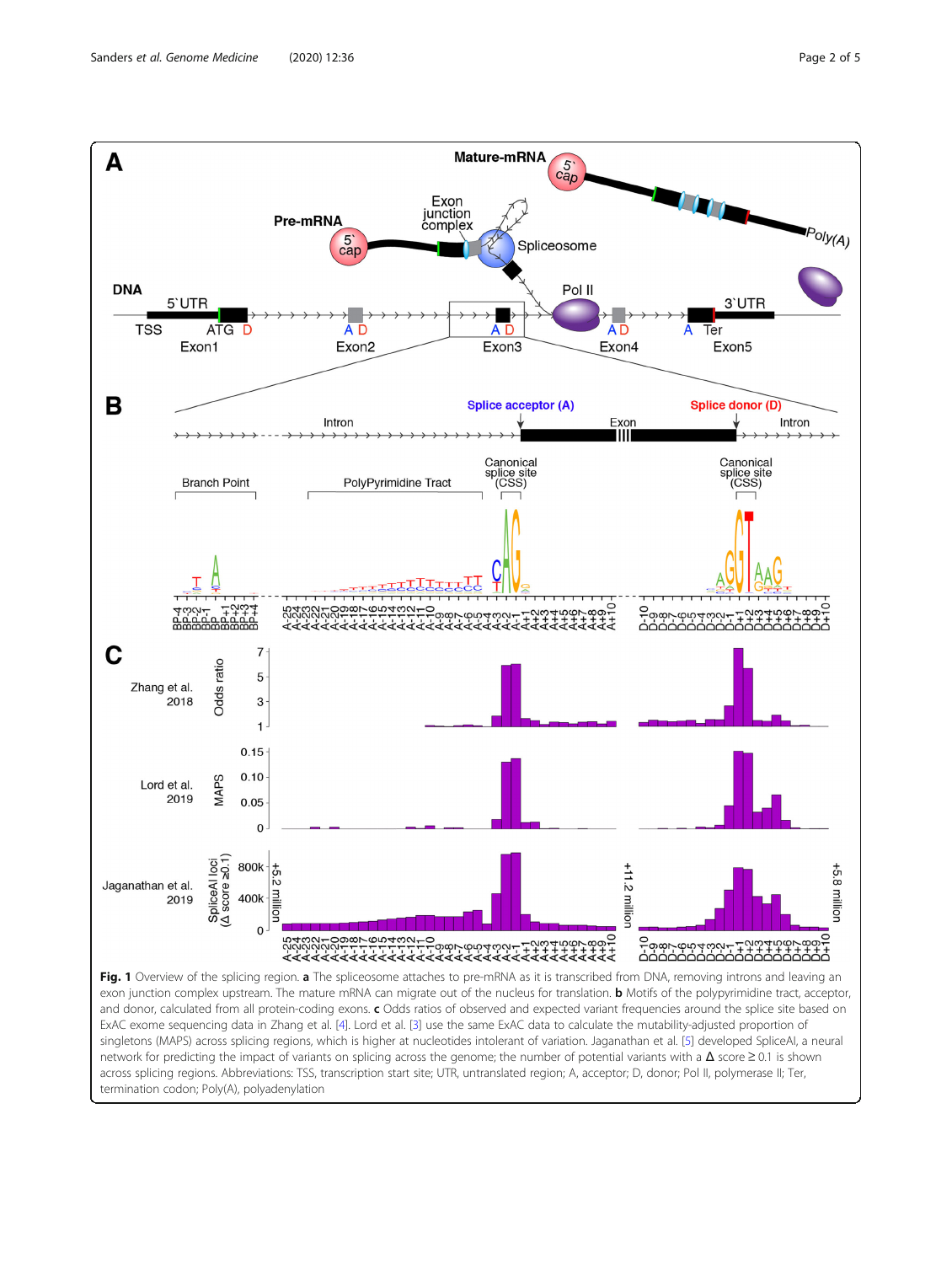**Fig. 1** Overview of the splicing region. **a** The spliceosome attaches to pre-mRNA as it is transcribed from DNA, removing introns and leaving an exon junction complex upstream. The mature mRNA can migrate out of the nucleus for translation. **b** Motifs of the polypyrimidine tract, acceptor, and donor, calculated from all protein-coding exons. **c** Odds ratios of observed and expected variant frequencies around the splice site based on ExAC exome sequencing data in Zhang et al. [4]. Lord et al. [3] use the same ExAC data to calculate the mutability-adjusted proportion of singletons (MAPS) across splicing regions, which is higher at nucleotides intolerant of variation. Jaganathan et al. [5] developed SpliceAI, a neural network for predicting the impact of variants on splicing across the genome; the number of potential variants with a Δ score ≥ 0.1 is shown across splicing regions. Abbreviations: TSS, transcription start site; UTR, untranslated region; A, acceptor; D, donor; Pol II, polymerase II; Ter, termination codon; Poly(A), polyadenylation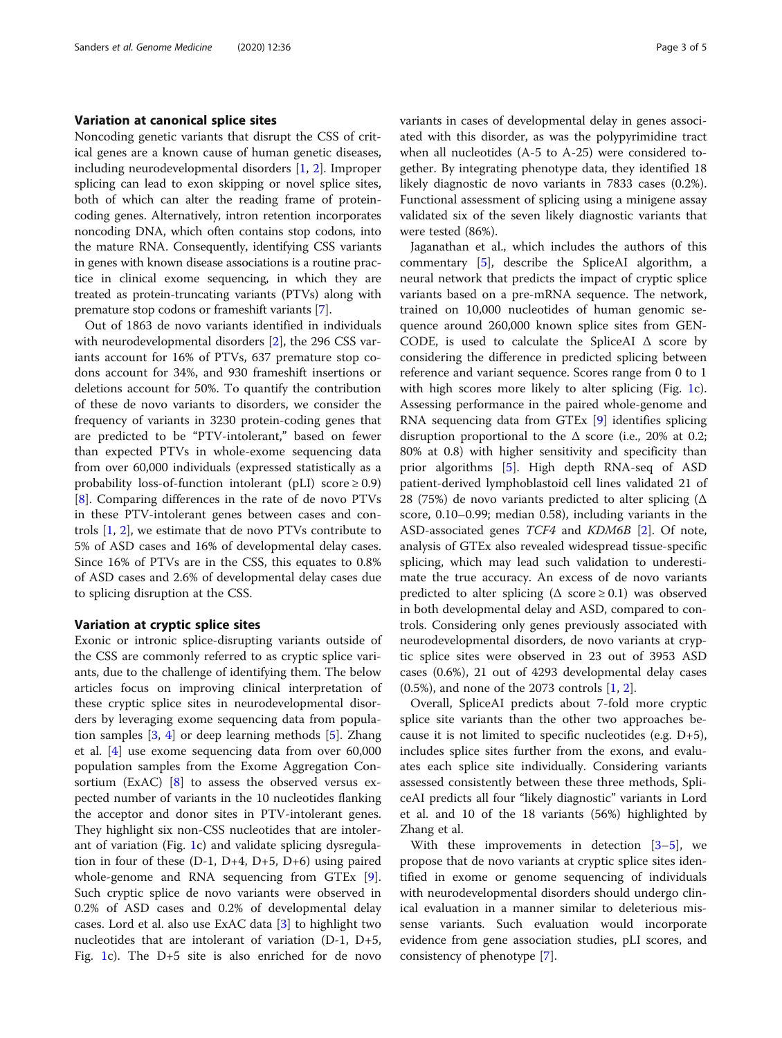### Variation at canonical splice sites

Noncoding genetic variants that disrupt the CSS of critical genes are a known cause of human genetic diseases, including neurodevelopmental disorders [1, 2]. Improper splicing can lead to exon skipping or novel splice sites, both of which can alter the reading frame of protein-coding genes. Alternatively, intron retention incorporates noncoding DNA, which often contains stop codons, into the mature RNA. Consequently, identifying CSS variants in genes with known disease associations is a routine practice in clinical exome sequencing, in which they are treated as protein-truncating variants (PTVs) along with premature stop codons or frameshift variants [7].

Out of 1863 de novo variants identified in individuals with neurodevelopmental disorders [2], the 296 CSS variants account for 16% of PTVs, 637 premature stop codons account for 34%, and 930 frameshift insertions or deletions account for 50%. To quantify the contribution of these de novo variants to disorders, we consider the frequency of variants in 3230 protein-coding genes that are predicted to be "PTV-intolerant," based on fewer than expected PTVs in whole-exome sequencing data from over 60,000 individuals (expressed statistically as a probability loss-of-function intolerant (pLI) score $\geq 0.9$) [8]. Comparing differences in the rate of de novo PTVs in these PTV-intolerant genes between cases and controls [1, 2], we estimate that de novo PTVs contribute to 5% of ASD cases and 16% of developmental delay cases. Since 16% of PTVs are in the CSS, this equates to 0.8% of ASD cases and 2.6% of developmental delay cases due to splicing disruption at the CSS.

### Variation at cryptic splice sites

Exonic or intronic splice-disrupting variants outside of the CSS are commonly referred to as cryptic splice variants, due to the challenge of identifying them. The below articles focus on improving clinical interpretation of these cryptic splice sites in neurodevelopmental disorders by leveraging exome sequencing data from population samples [3, 4] or deep learning methods [5]. Zhang et al. [4] use exome sequencing data from over 60,000 population samples from the Exome Aggregation Consortium (ExAC) [8] to assess the observed versus expected number of variants in the 10 nucleotides flanking the acceptor and donor sites in PTV-intolerant genes. They highlight six non-CSS nucleotides that are intolerant of variation (Fig. 1c) and validate splicing dysregulation in four of these (D-1, D+4, D+5, D+6) using paired whole-genome and RNA sequencing from GTEx [9]. Such cryptic splice de novo variants were observed in 0.2% of ASD cases and 0.2% of developmental delay cases. Lord et al. also use ExAC data [3] to highlight two nucleotides that are intolerant of variation (D-1, D+5, Fig. 1c). The D+5 site is also enriched for de novo variants in cases of developmental delay in genes associated with this disorder, as was the polypyrimidine tract when all nucleotides (A-5 to A-25) were considered together. By integrating phenotype data, they identified 18 likely diagnostic de novo variants in 7833 cases (0.2%). Functional assessment of splicing using a minigene assay validated six of the seven likely diagnostic variants that were tested (86%).

Jaganathan et al., which includes the authors of this commentary [5], describe the SpliceAI algorithm, a neural network that predicts the impact of cryptic splice variants based on a pre-mRNA sequence. The network, trained on 10,000 nucleotides of human genomic sequence around 260,000 known splice sites from GENCODE, is used to calculate the SpliceAI Δ score by considering the difference in predicted splicing between reference and variant sequence. Scores range from 0 to 1 with high scores more likely to alter splicing (Fig. 1c). Assessing performance in the paired whole-genome and RNA sequencing data from GTEx [9] identifies splicing disruption proportional to the Δ score (i.e., 20% at 0.2; 80% at 0.8) with higher sensitivity and specificity than prior algorithms [5]. High depth RNA-seq of ASD patient-derived lymphoblastoid cell lines validated 21 of 28 (75%) de novo variants predicted to alter splicing (Δ score, 0.10–0.99; median 0.58), including variants in the ASD-associated genes *TCF4* and *KDM6B* [2]. Of note, analysis of GTEx also revealed widespread tissue-specific splicing, which may lead such validation to underestimate the true accuracy. An excess of de novo variants predicted to alter splicing (Δ score $\geq 0.1$) was observed in both developmental delay and ASD, compared to controls. Considering only genes previously associated with neurodevelopmental disorders, de novo variants at cryptic splice sites were observed in 23 out of 3953 ASD cases (0.6%), 21 out of 4293 developmental delay cases (0.5%), and none of the 2073 controls [1, 2].

Overall, SpliceAI predicts about 7-fold more cryptic splice site variants than the other two approaches because it is not limited to specific nucleotides (e.g. D+5), includes splice sites further from the exons, and evaluates each splice site individually. Considering variants assessed consistently between these three methods, SpliceAI predicts all four "likely diagnostic" variants in Lord et al. and 10 of the 18 variants (56%) highlighted by Zhang et al.

With these improvements in detection [3–5], we propose that de novo variants at cryptic splice sites identified in exome or genome sequencing of individuals with neurodevelopmental disorders should undergo clinical evaluation in a manner similar to deleterious missense variants. Such evaluation would incorporate evidence from gene association studies, pLI scores, and consistency of phenotype [7].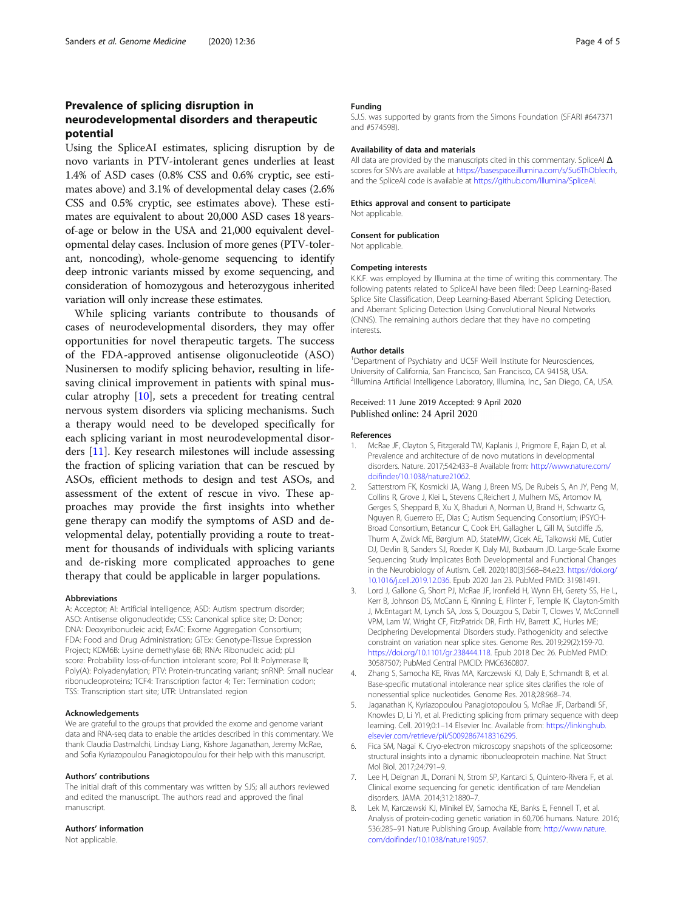## Prevalence of splicing disruption in neurodevelopmental disorders and therapeutic potential

Using the SpliceAI estimates, splicing disruption by de novo variants in PTV-intolerant genes underlies at least 1.4% of ASD cases (0.8% CSS and 0.6% cryptic, see estimates above) and 3.1% of developmental delay cases (2.6% CSS and 0.5% cryptic, see estimates above). These estimates are equivalent to about 20,000 ASD cases 18 years-of-age or below in the USA and 21,000 equivalent developmental delay cases. Inclusion of more genes (PTV-tolerant, noncoding), whole-genome sequencing to identify deep intronic variants missed by exome sequencing, and consideration of homozygous and heterozygous inherited variation will only increase these estimates.

While splicing variants contribute to thousands of cases of neurodevelopmental disorders, they may offer opportunities for novel therapeutic targets. The success of the FDA-approved antisense oligonucleotide (ASO) Nusinersen to modify splicing behavior, resulting in life-saving clinical improvement in patients with spinal muscular atrophy [10], sets a precedent for treating central nervous system disorders via splicing mechanisms. Such a therapy would need to be developed specifically for each splicing variant in most neurodevelopmental disorders [11]. Key research milestones will include assessing the fraction of splicing variation that can be rescued by ASOs, efficient methods to design and test ASOs, and assessment of the extent of rescue in vivo. These approaches may provide the first insights into whether gene therapy can modify the symptoms of ASD and developmental delay, potentially providing a route to treatment for thousands of individuals with splicing variants and de-risking more complicated approaches to gene therapy that could be applicable in larger populations.

### Abbreviations

A: Acceptor; AI: Artificial intelligence; ASD: Autism spectrum disorder; ASO: Antisense oligonucleotide; CSS: Canonical splice site; D: Donor; DNA: Deoxyribonucleic acid; ExAC: Exome Aggregation Consortium; FDA: Food and Drug Administration; GTEx: Genotype-Tissue Expression Project; KDM6B: Lysine demethylase 6B; RNA: Ribonucleic acid; pLI score: Probability loss-of-function intolerant score; Pol II: Polymerase II; Poly(A): Polyadenylation; PTV: Protein-truncating variant; snRNP: Small nuclear ribonucleoproteins; TCF4: Transcription factor 4; Ter: Termination codon; TSS: Transcription start site; UTR: Untranslated region

### Acknowledgements

We are grateful to the groups that provided the exome and genome variant data and RNA-seq data to enable the articles described in this commentary. We thank Claudia Dastmalchi, Lindsay Liang, Kishore Jaganathan, Jeremy McRae, and Sofia Kyriazopoulou Panagiotopoulou for their help with this manuscript.

### Authors' contributions

The initial draft of this commentary was written by SJS; all authors reviewed and edited the manuscript. The authors read and approved the final manuscript.

### Authors' information

Not applicable.

### Funding

S.J.S. was supported by grants from the Simons Foundation (SFARI #647371 and #574598).

### Availability of data and materials

All data are provided by the manuscripts cited in this commentary. SpliceAI Δ scores for SNVs are available at https://basespace.illumina.com/s/5u6ThOblecrh, and the SpliceAI code is available at https://github.com/Illumina/SpliceAI.

### Ethics approval and consent to participate

Not applicable.

### Consent for publication

Not applicable.

### Competing interests

K.K.F. was employed by Illumina at the time of writing this commentary. The following patents related to SpliceAI have been filed: Deep Learning-Based Splice Site Classification, Deep Learning-Based Aberrant Splicing Detection, and Aberrant Splicing Detection Using Convolutional Neural Networks (CNNS). The remaining authors declare that they have no competing interests.

### Author details

[1]Department of Psychiatry and UCSF Weill Institute for Neurosciences, University of California, San Francisco, San Francisco, CA 94158, USA. [2]Illumina Artificial Intelligence Laboratory, Illumina, Inc., San Diego, CA, USA.

Received: 11 June 2019 Accepted: 9 April 2020
Published online: 24 April 2020

### References

1. McRae JF, Clayton S, Fitzgerald TW, Kaplanis J, Prigmore E, Rajan D, et al. Prevalence and architecture of de novo mutations in developmental disorders. Nature. 2017;542:433–8 Available from: http://www.nature.com/doifinder/10.1038/nature21062.
2. Satterstrom FK, Kosmicki JA, Wang J, Breen MS, De Rubeis S, An JY, Peng M, Collins R, Grove J, Klei L, Stevens C,Reichert J, Mulhern MS, Artomov M, Gerges S, Sheppard B, Xu X, Bhaduri A, Norman U, Brand H, Schwartz G, Nguyen R, Guerrero EE, Dias C; Autism Sequencing Consortium; iPSYCH-Broad Consortium, Betancur C, Cook EH, Gallagher L, Gill M, Sutcliffe JS, Thurm A, Zwick ME, Børglum AD, StateMW, Cicek AE, Talkowski ME, Cutler DJ, Devlin B, Sanders SJ, Roeder K, Daly MJ, Buxbaum JD. Large-Scale Exome Sequencing Study Implicates Both Developmental and Functional Changes in the Neurobiology of Autism. Cell. 2020;180(3):568–84.e23. https://doi.org/10.1016/j.cell.2019.12.036. Epub 2020 Jan 23. PubMed PMID: 31981491.
3. Lord J, Gallone G, Short PJ, McRae JF, Ironfield H, Wynn EH, Gerety SS, He L, Kerr B, Johnson DS, McCann E, Kinning E, Flinter F, Temple IK, Clayton-Smith J, McEntagart M, Lynch SA, Joss S, Douzgou S, Dabir T, Clowes V, McConnell VPM, Lam W, Wright CF, FitzPatrick DR, Firth HV, Barrett JC, Hurles ME; Deciphering Developmental Disorders study. Pathogenicity and selective constraint on variation near splice sites. Genome Res. 2019;29(2):159-70. https://doi.org/10.1101/gr.238444.118. Epub 2018 Dec 26. PubMed PMID: 30587507; PubMed Central PMCID: PMC6360807.
4. Zhang S, Samocha KE, Rivas MA, Karczewski KJ, Daly E, Schmandt B, et al. Base-specific mutational intolerance near splice sites clarifies the role of nonessential splice nucleotides. Genome Res. 2018;28:968–74.
5. Jaganathan K, Kyriazopoulou Panagiotopoulou S, McRae JF, Darbandi SF, Knowles D, Li YI, et al. Predicting splicing from primary sequence with deep learning. Cell. 2019;0:1–14 Elsevier Inc. Available from: https://linkinghub.elsevier.com/retrieve/pii/S0092867418316295.
6. Fica SM, Nagai K. Cryo-electron microscopy snapshots of the spliceosome: structural insights into a dynamic ribonucleoprotein machine. Nat Struct Mol Biol. 2017;24:791–9.
7. Lee H, Deignan JL, Dorrani N, Strom SP, Kantarci S, Quintero-Rivera F, et al. Clinical exome sequencing for genetic identification of rare Mendelian disorders. JAMA. 2014;312:1880–7.
8. Lek M, Karczewski KJ, Minikel EV, Samocha KE, Banks E, Fennell T, et al. Analysis of protein-coding genetic variation in 60,706 humans. Nature. 2016; 536:285–91 Nature Publishing Group. Available from: http://www.nature.com/doifinder/10.1038/nature19057.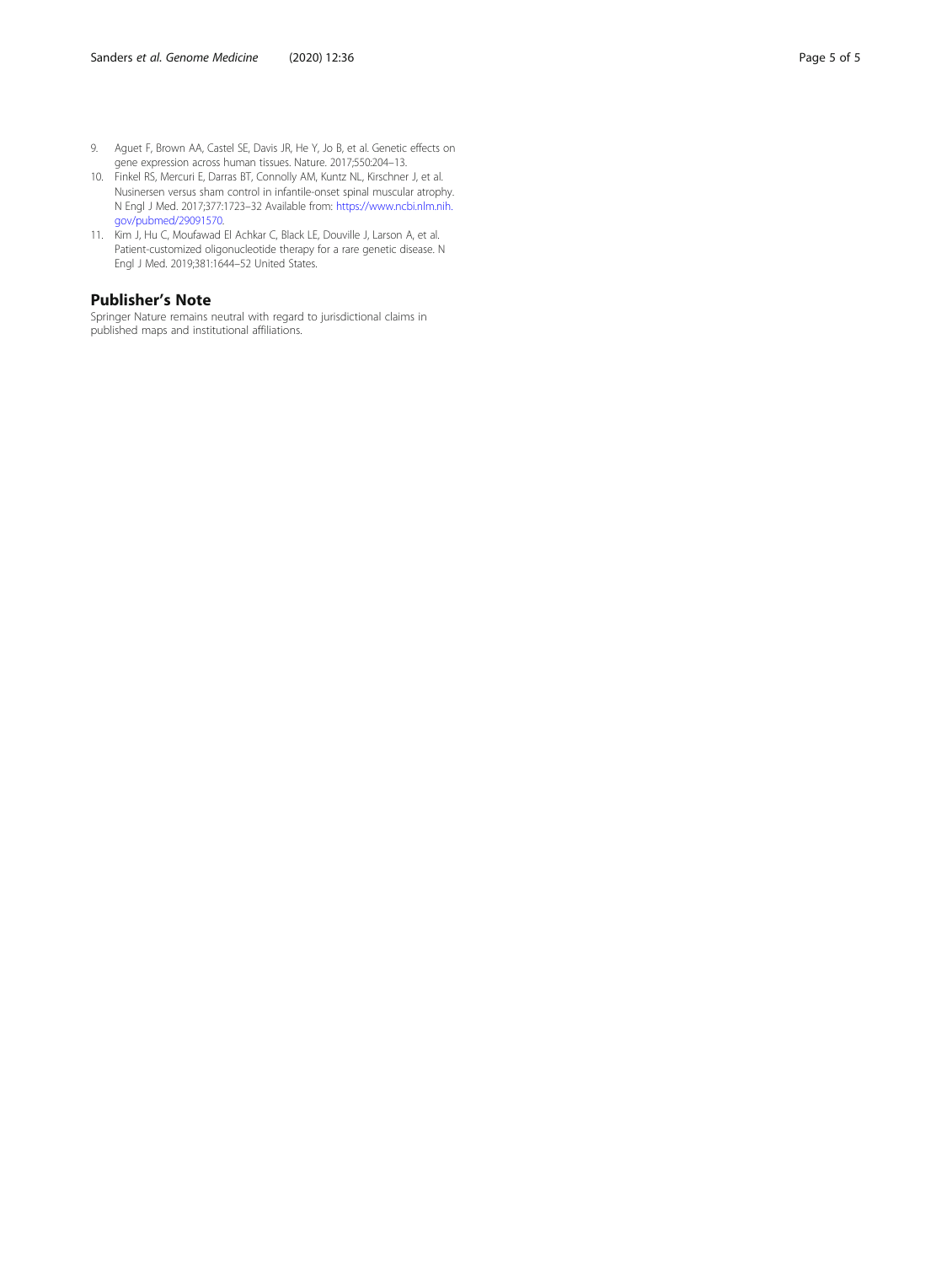9. Aguet F, Brown AA, Castel SE, Davis JR, He Y, Jo B, et al. Genetic effects on gene expression across human tissues. Nature. 2017;550:204–13.
10. Finkel RS, Mercuri E, Darras BT, Connolly AM, Kuntz NL, Kirschner J, et al. Nusinersen versus sham control in infantile-onset spinal muscular atrophy. N Engl J Med. 2017;377:1723–32 Available from: https://www.ncbi.nlm.nih.gov/pubmed/29091570.
11. Kim J, Hu C, Moufawad El Achkar C, Black LE, Douville J, Larson A, et al. Patient-customized oligonucleotide therapy for a rare genetic disease. N Engl J Med. 2019;381:1644–52 United States.

## Publisher's Note

Springer Nature remains neutral with regard to jurisdictional claims in published maps and institutional affiliations.